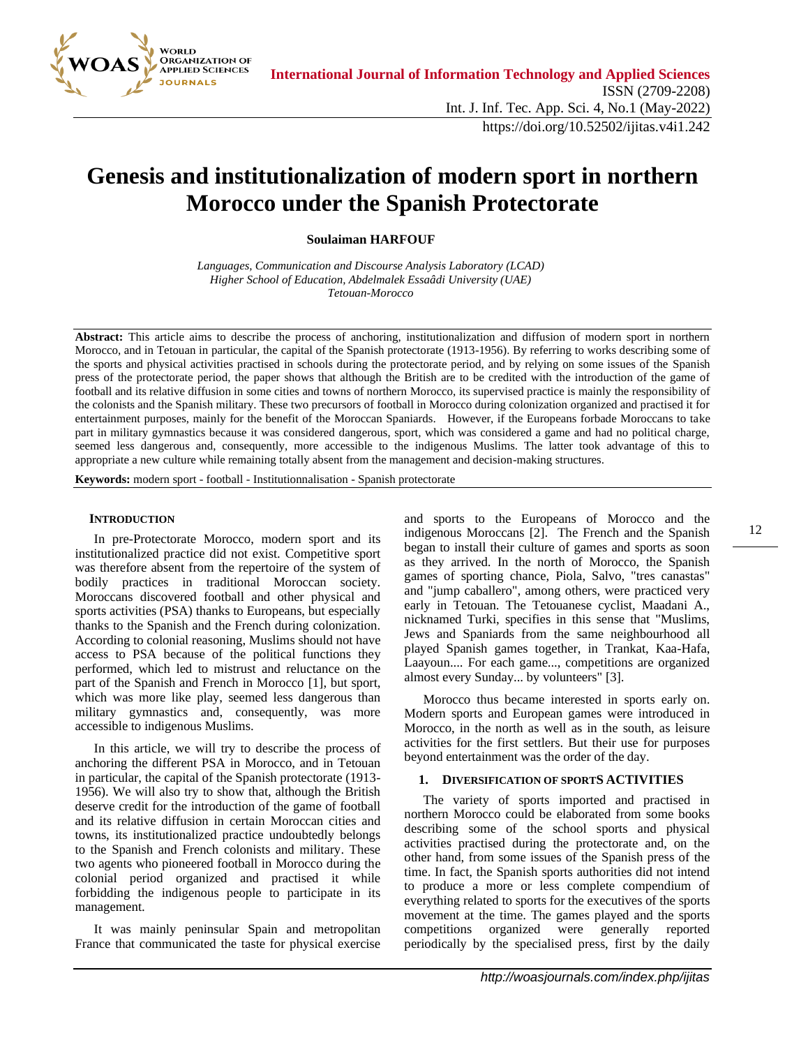# Genesis and institutionalization of modern sport in northern Morocco under the Spanish Protectorate

**Soulaiman HARFOUF**

*Languages, Communication and Discourse Analysis Laboratory (LCAD)*
*Higher School of Education, Abdelmalek Essaâdi University (UAE)*
*Tetouan-Morocco*

**Abstract:** This article aims to describe the process of anchoring, institutionalization and diffusion of modern sport in northern Morocco, and in Tetouan in particular, the capital of the Spanish protectorate (1913-1956). By referring to works describing some of the sports and physical activities practised in schools during the protectorate period, and by relying on some issues of the Spanish press of the protectorate period, the paper shows that although the British are to be credited with the introduction of the game of football and its relative diffusion in some cities and towns of northern Morocco, its supervised practice is mainly the responsibility of the colonists and the Spanish military. These two precursors of football in Morocco during colonization organized and practised it for entertainment purposes, mainly for the benefit of the Moroccan Spaniards. However, if the Europeans forbade Moroccans to take part in military gymnastics because it was considered dangerous, sport, which was considered a game and had no political charge, seemed less dangerous and, consequently, more accessible to the indigenous Muslims. The latter took advantage of this to appropriate a new culture while remaining totally absent from the management and decision-making structures.

**Keywords:** modern sport - football - Institutionnalisation - Spanish protectorate

## INTRODUCTION

In pre-Protectorate Morocco, modern sport and its institutionalized practice did not exist. Competitive sport was therefore absent from the repertoire of the system of bodily practices in traditional Moroccan society. Moroccans discovered football and other physical and sports activities (PSA) thanks to Europeans, but especially thanks to the Spanish and the French during colonization. According to colonial reasoning, Muslims should not have access to PSA because of the political functions they performed, which led to mistrust and reluctance on the part of the Spanish and French in Morocco [1], but sport, which was more like play, seemed less dangerous than military gymnastics and, consequently, was more accessible to indigenous Muslims.

In this article, we will try to describe the process of anchoring the different PSA in Morocco, and in Tetouan in particular, the capital of the Spanish protectorate (1913-1956). We will also try to show that, although the British deserve credit for the introduction of the game of football and its relative diffusion in certain Moroccan cities and towns, its institutionalized practice undoubtedly belongs to the Spanish and French colonists and military. These two agents who pioneered football in Morocco during the colonial period organized and practised it while forbidding the indigenous people to participate in its management.

It was mainly peninsular Spain and metropolitan France that communicated the taste for physical exercise and sports to the Europeans of Morocco and the indigenous Moroccans [2]. The French and the Spanish began to install their culture of games and sports as soon as they arrived. In the north of Morocco, the Spanish games of sporting chance, Piola, Salvo, "tres canastas" and "jump caballero", among others, were practiced very early in Tetouan. The Tetouanese cyclist, Maadani A., nicknamed Turki, specifies in this sense that "Muslims, Jews and Spaniards from the same neighbourhood all played Spanish games together, in Trankat, Kaa-Hafa, Laayoun.... For each game..., competitions are organized almost every Sunday... by volunteers" [3].

Morocco thus became interested in sports early on. Modern sports and European games were introduced in Morocco, in the north as well as in the south, as leisure activities for the first settlers. But their use for purposes beyond entertainment was the order of the day.

## 1. DIVERSIFICATION OF SPORTS ACTIVITIES

The variety of sports imported and practised in northern Morocco could be elaborated from some books describing some of the school sports and physical activities practised during the protectorate and, on the other hand, from some issues of the Spanish press of the time. In fact, the Spanish sports authorities did not intend to produce a more or less complete compendium of everything related to sports for the executives of the sports movement at the time. The games played and the sports competitions organized were generally reported periodically by the specialised press, first by the daily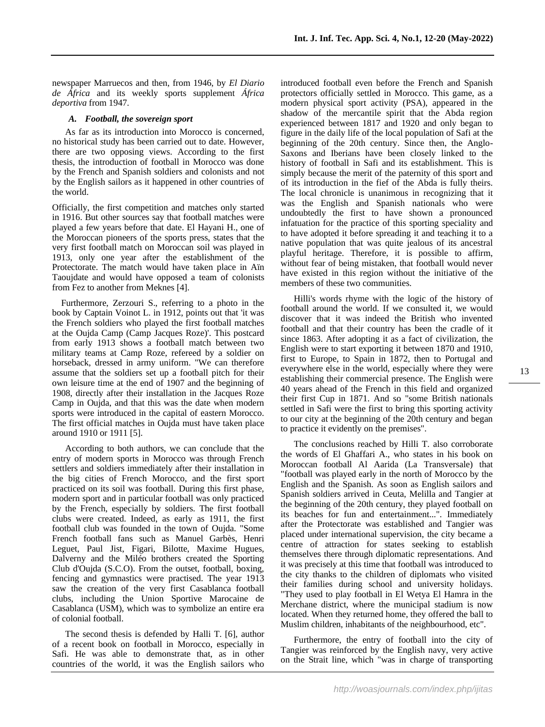newspaper Marruecos and then, from 1946, by *El Diario de África* and its weekly sports supplement *África deportiva* from 1947.

### *A. Football, the sovereign sport*

As far as its introduction into Morocco is concerned, no historical study has been carried out to date. However, there are two opposing views. According to the first thesis, the introduction of football in Morocco was done by the French and Spanish soldiers and colonists and not by the English sailors as it happened in other countries of the world.

Officially, the first competition and matches only started in 1916. But other sources say that football matches were played a few years before that date. El Hayani H., one of the Moroccan pioneers of the sports press, states that the very first football match on Moroccan soil was played in 1913, only one year after the establishment of the Protectorate. The match would have taken place in Aïn Taoujdate and would have opposed a team of colonists from Fez to another from Meknes [4].

Furthermore, Zerzouri S., referring to a photo in the book by Captain Voinot L. in 1912, points out that 'it was the French soldiers who played the first football matches at the Oujda Camp (Camp Jacques Roze)'. This postcard from early 1913 shows a football match between two military teams at Camp Roze, refereed by a soldier on horseback, dressed in army uniform. "We can therefore assume that the soldiers set up a football pitch for their own leisure time at the end of 1907 and the beginning of 1908, directly after their installation in the Jacques Roze Camp in Oujda, and that this was the date when modern sports were introduced in the capital of eastern Morocco. The first official matches in Oujda must have taken place around 1910 or 1911 [5].

According to both authors, we can conclude that the entry of modern sports in Morocco was through French settlers and soldiers immediately after their installation in the big cities of French Morocco, and the first sport practiced on its soil was football. During this first phase, modern sport and in particular football was only practiced by the French, especially by soldiers. The first football clubs were created. Indeed, as early as 1911, the first football club was founded in the town of Oujda. "Some French football fans such as Manuel Garbès, Henri Leguet, Paul Jist, Figari, Bilotte, Maxime Hugues, Dalverny and the Miléo brothers created the Sporting Club d'Oujda (S.C.O). From the outset, football, boxing, fencing and gymnastics were practised. The year 1913 saw the creation of the very first Casablanca football clubs, including the Union Sportive Marocaine de Casablanca (USM), which was to symbolize an entire era of colonial football.

The second thesis is defended by Halli T. [6], author of a recent book on football in Morocco, especially in Safi. He was able to demonstrate that, as in other countries of the world, it was the English sailors who introduced football even before the French and Spanish protectors officially settled in Morocco. This game, as a modern physical sport activity (PSA), appeared in the shadow of the mercantile spirit that the Abda region experienced between 1817 and 1920 and only began to figure in the daily life of the local population of Safi at the beginning of the 20th century. Since then, the Anglo-Saxons and Iberians have been closely linked to the history of football in Safi and its establishment. This is simply because the merit of the paternity of this sport and of its introduction in the fief of the Abda is fully theirs. The local chronicle is unanimous in recognizing that it was the English and Spanish nationals who were undoubtedly the first to have shown a pronounced infatuation for the practice of this sporting speciality and to have adopted it before spreading it and teaching it to a native population that was quite jealous of its ancestral playful heritage. Therefore, it is possible to affirm, without fear of being mistaken, that football would never have existed in this region without the initiative of the members of these two communities.

Hilli's words rhyme with the logic of the history of football around the world. If we consulted it, we would discover that it was indeed the British who invented football and that their country has been the cradle of it since 1863. After adopting it as a fact of civilization, the English were to start exporting it between 1870 and 1910, first to Europe, to Spain in 1872, then to Portugal and everywhere else in the world, especially where they were establishing their commercial presence. The English were 40 years ahead of the French in this field and organized their first Cup in 1871. And so "some British nationals settled in Safi were the first to bring this sporting activity to our city at the beginning of the 20th century and began to practice it evidently on the premises".

The conclusions reached by Hilli T. also corroborate the words of El Ghaffari A., who states in his book on Moroccan football Al Aarida (La Transversale) that "football was played early in the north of Morocco by the English and the Spanish. As soon as English sailors and Spanish soldiers arrived in Ceuta, Melilla and Tangier at the beginning of the 20th century, they played football on its beaches for fun and entertainment...". Immediately after the Protectorate was established and Tangier was placed under international supervision, the city became a centre of attraction for states seeking to establish themselves there through diplomatic representations. And it was precisely at this time that football was introduced to the city thanks to the children of diplomats who visited their families during school and university holidays. "They used to play football in El Wetya El Hamra in the Merchane district, where the municipal stadium is now located. When they returned home, they offered the ball to Muslim children, inhabitants of the neighbourhood, etc".

Furthermore, the entry of football into the city of Tangier was reinforced by the English navy, very active on the Strait line, which "was in charge of transporting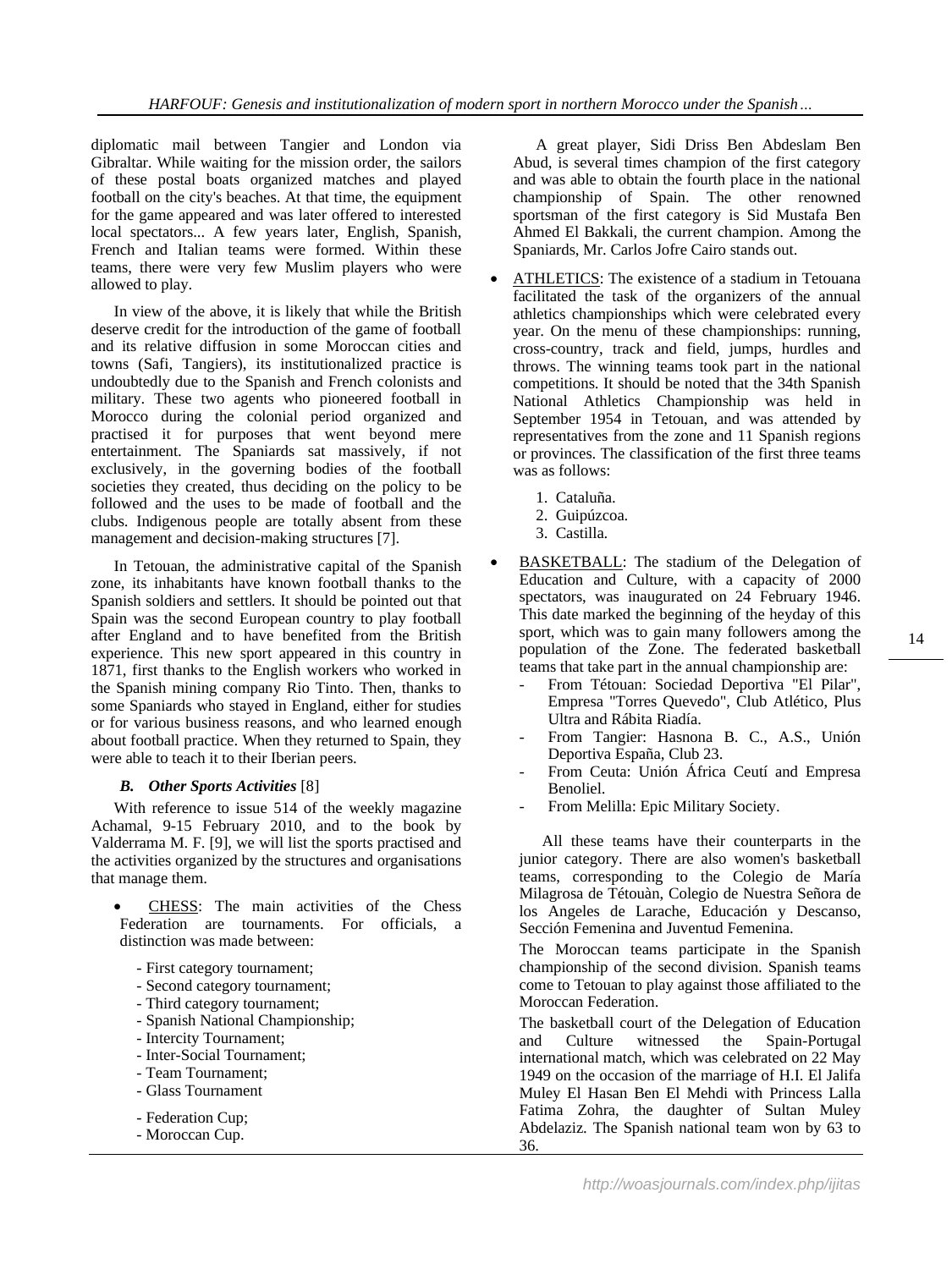diplomatic mail between Tangier and London via Gibraltar. While waiting for the mission order, the sailors of these postal boats organized matches and played football on the city's beaches. At that time, the equipment for the game appeared and was later offered to interested local spectators... A few years later, English, Spanish, French and Italian teams were formed. Within these teams, there were very few Muslim players who were allowed to play.

In view of the above, it is likely that while the British deserve credit for the introduction of the game of football and its relative diffusion in some Moroccan cities and towns (Safi, Tangiers), its institutionalized practice is undoubtedly due to the Spanish and French colonists and military. These two agents who pioneered football in Morocco during the colonial period organized and practised it for purposes that went beyond mere entertainment. The Spaniards sat massively, if not exclusively, in the governing bodies of the football societies they created, thus deciding on the policy to be followed and the uses to be made of football and the clubs. Indigenous people are totally absent from these management and decision-making structures [7].

In Tetouan, the administrative capital of the Spanish zone, its inhabitants have known football thanks to the Spanish soldiers and settlers. It should be pointed out that Spain was the second European country to play football after England and to have benefited from the British experience. This new sport appeared in this country in 1871, first thanks to the English workers who worked in the Spanish mining company Rio Tinto. Then, thanks to some Spaniards who stayed in England, either for studies or for various business reasons, and who learned enough about football practice. When they returned to Spain, they were able to teach it to their Iberian peers.

### *B. Other Sports Activities* [8]

With reference to issue 514 of the weekly magazine Achamal, 9-15 February 2010, and to the book by Valderrama M. F. [9], we will list the sports practised and the activities organized by the structures and organisations that manage them.

- CHESS: The main activities of the Chess Federation are tournaments. For officials, a distinction was made between:

  - First category tournament;
  - Second category tournament;
  - Third category tournament;
  - Spanish National Championship;
  - Intercity Tournament;
  - Inter-Social Tournament;
  - Team Tournament;
  - Glass Tournament
  - Federation Cup;
  - Moroccan Cup.

  A great player, Sidi Driss Ben Abdeslam Ben Abud, is several times champion of the first category and was able to obtain the fourth place in the national championship of Spain. The other renowned sportsman of the first category is Sid Mustafa Ben Ahmed El Bakkali, the current champion. Among the Spaniards, Mr. Carlos Jofre Cairo stands out.

- ATHLETICS: The existence of a stadium in Tetouana facilitated the task of the organizers of the annual athletics championships which were celebrated every year. On the menu of these championships: running, cross-country, track and field, jumps, hurdles and throws. The winning teams took part in the national competitions. It should be noted that the 34th Spanish National Athletics Championship was held in September 1954 in Tetouan, and was attended by representatives from the zone and 11 Spanish regions or provinces. The classification of the first three teams was as follows:

  1. Cataluña.
  2. Guipúzcoa.
  3. Castilla.

- BASKETBALL: The stadium of the Delegation of Education and Culture, with a capacity of 2000 spectators, was inaugurated on 24 February 1946. This date marked the beginning of the heyday of this sport, which was to gain many followers among the population of the Zone. The federated basketball teams that take part in the annual championship are:
  - From Tétouan: Sociedad Deportiva "El Pilar", Empresa "Torres Quevedo", Club Atlético, Plus Ultra and Rábita Riadía.
  - From Tangier: Hasnona B. C., A.S., Unión Deportiva España, Club 23.
  - From Ceuta: Unión África Ceutí and Empresa Benoliel.
  - From Melilla: Epic Military Society.

  All these teams have their counterparts in the junior category. There are also women's basketball teams, corresponding to the Colegio de María Milagrosa de Tétouàn, Colegio de Nuestra Señora de los Angeles de Larache, Educación y Descanso, Sección Femenina and Juventud Femenina.

  The Moroccan teams participate in the Spanish championship of the second division. Spanish teams come to Tetouan to play against those affiliated to the Moroccan Federation.

  The basketball court of the Delegation of Education and Culture witnessed the Spain-Portugal international match, which was celebrated on 22 May 1949 on the occasion of the marriage of H.I. El Jalifa Muley El Hasan Ben El Mehdi with Princess Lalla Fatima Zohra, the daughter of Sultan Muley Abdelaziz. The Spanish national team won by 63 to 36.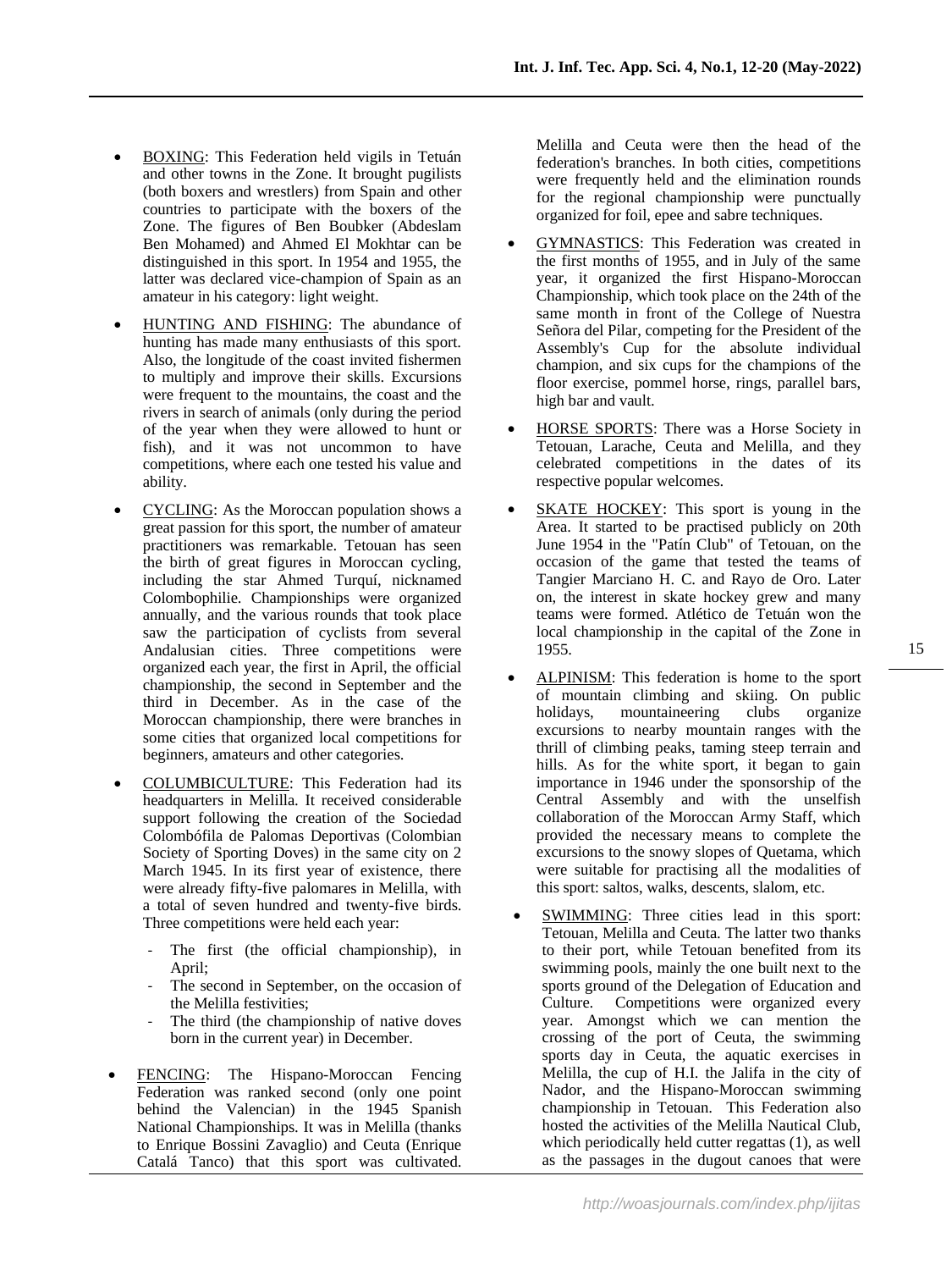- BOXING: This Federation held vigils in Tetuán and other towns in the Zone. It brought pugilists (both boxers and wrestlers) from Spain and other countries to participate with the boxers of the Zone. The figures of Ben Boubker (Abdeslam Ben Mohamed) and Ahmed El Mokhtar can be distinguished in this sport. In 1954 and 1955, the latter was declared vice-champion of Spain as an amateur in his category: light weight.

- HUNTING AND FISHING: The abundance of hunting has made many enthusiasts of this sport. Also, the longitude of the coast invited fishermen to multiply and improve their skills. Excursions were frequent to the mountains, the coast and the rivers in search of animals (only during the period of the year when they were allowed to hunt or fish), and it was not uncommon to have competitions, where each one tested his value and ability.

- CYCLING: As the Moroccan population shows a great passion for this sport, the number of amateur practitioners was remarkable. Tetouan has seen the birth of great figures in Moroccan cycling, including the star Ahmed Turquí, nicknamed Colombophilie. Championships were organized annually, and the various rounds that took place saw the participation of cyclists from several Andalusian cities. Three competitions were organized each year, the first in April, the official championship, the second in September and the third in December. As in the case of the Moroccan championship, there were branches in some cities that organized local competitions for beginners, amateurs and other categories.

- COLUMBICULTURE: This Federation had its headquarters in Melilla. It received considerable support following the creation of the Sociedad Colombófila de Palomas Deportivas (Colombian Society of Sporting Doves) in the same city on 2 March 1945. In its first year of existence, there were already fifty-five palomares in Melilla, with a total of seven hundred and twenty-five birds. Three competitions were held each year:
  - The first (the official championship), in April;
  - The second in September, on the occasion of the Melilla festivities;
  - The third (the championship of native doves born in the current year) in December.

- FENCING: The Hispano-Moroccan Fencing Federation was ranked second (only one point behind the Valencian) in the 1945 Spanish National Championships. It was in Melilla (thanks to Enrique Bossini Zavaglio) and Ceuta (Enrique Catalá Tanco) that this sport was cultivated. Melilla and Ceuta were then the head of the federation's branches. In both cities, competitions were frequently held and the elimination rounds for the regional championship were punctually organized for foil, epee and sabre techniques.

- GYMNASTICS: This Federation was created in the first months of 1955, and in July of the same year, it organized the first Hispano-Moroccan Championship, which took place on the 24th of the same month in front of the College of Nuestra Señora del Pilar, competing for the President of the Assembly's Cup for the absolute individual champion, and six cups for the champions of the floor exercise, pommel horse, rings, parallel bars, high bar and vault.

- HORSE SPORTS: There was a Horse Society in Tetouan, Larache, Ceuta and Melilla, and they celebrated competitions in the dates of its respective popular welcomes.

- SKATE HOCKEY: This sport is young in the Area. It started to be practised publicly on 20th June 1954 in the "Patín Club" of Tetouan, on the occasion of the game that tested the teams of Tangier Marciano H. C. and Rayo de Oro. Later on, the interest in skate hockey grew and many teams were formed. Atlético de Tetuán won the local championship in the capital of the Zone in 1955.

- ALPINISM: This federation is home to the sport of mountain climbing and skiing. On public holidays, mountaineering clubs organize excursions to nearby mountain ranges with the thrill of climbing peaks, taming steep terrain and hills. As for the white sport, it began to gain importance in 1946 under the sponsorship of the Central Assembly and with the unselfish collaboration of the Moroccan Army Staff, which provided the necessary means to complete the excursions to the snowy slopes of Quetama, which were suitable for practising all the modalities of this sport: saltos, walks, descents, slalom, etc.

- SWIMMING: Three cities lead in this sport: Tetouan, Melilla and Ceuta. The latter two thanks to their port, while Tetouan benefited from its swimming pools, mainly the one built next to the sports ground of the Delegation of Education and Culture. Competitions were organized every year. Amongst which we can mention the crossing of the port of Ceuta, the swimming sports day in Ceuta, the aquatic exercises in Melilla, the cup of H.I. the Jalifa in the city of Nador, and the Hispano-Moroccan swimming championship in Tetouan. This Federation also hosted the activities of the Melilla Nautical Club, which periodically held cutter regattas (1), as well as the passages in the dugout canoes that were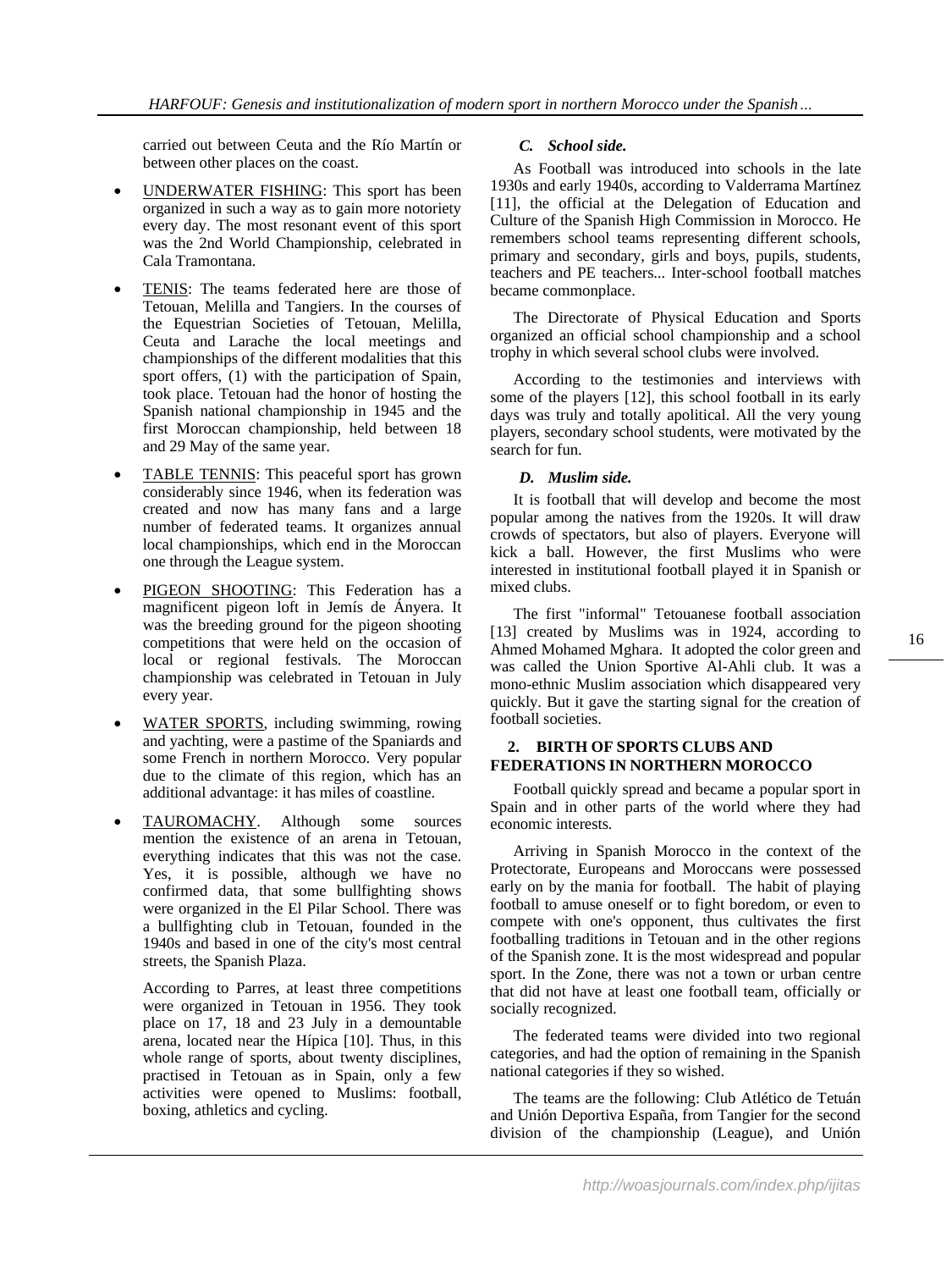carried out between Ceuta and the Río Martín or between other places on the coast.

- UNDERWATER FISHING: This sport has been organized in such a way as to gain more notoriety every day. The most resonant event of this sport was the 2nd World Championship, celebrated in Cala Tramontana.
- TENIS: The teams federated here are those of Tetouan, Melilla and Tangiers. In the courses of the Equestrian Societies of Tetouan, Melilla, Ceuta and Larache the local meetings and championships of the different modalities that this sport offers, (1) with the participation of Spain, took place. Tetouan had the honor of hosting the Spanish national championship in 1945 and the first Moroccan championship, held between 18 and 29 May of the same year.
- TABLE TENNIS: This peaceful sport has grown considerably since 1946, when its federation was created and now has many fans and a large number of federated teams. It organizes annual local championships, which end in the Moroccan one through the League system.
- PIGEON SHOOTING: This Federation has a magnificent pigeon loft in Jemís de Ányera. It was the breeding ground for the pigeon shooting competitions that were held on the occasion of local or regional festivals. The Moroccan championship was celebrated in Tetouan in July every year.
- WATER SPORTS, including swimming, rowing and yachting, were a pastime of the Spaniards and some French in northern Morocco. Very popular due to the climate of this region, which has an additional advantage: it has miles of coastline.
- TAUROMACHY. Although some sources mention the existence of an arena in Tetouan, everything indicates that this was not the case. Yes, it is possible, although we have no confirmed data, that some bullfighting shows were organized in the El Pilar School. There was a bullfighting club in Tetouan, founded in the 1940s and based in one of the city's most central streets, the Spanish Plaza.

  According to Parres, at least three competitions were organized in Tetouan in 1956. They took place on 17, 18 and 23 July in a demountable arena, located near the Hípica [10]. Thus, in this whole range of sports, about twenty disciplines, practised in Tetouan as in Spain, only a few activities were opened to Muslims: football, boxing, athletics and cycling.

### *C. School side.*

As Football was introduced into schools in the late 1930s and early 1940s, according to Valderrama Martínez [11], the official at the Delegation of Education and Culture of the Spanish High Commission in Morocco. He remembers school teams representing different schools, primary and secondary, girls and boys, pupils, students, teachers and PE teachers... Inter-school football matches became commonplace.

The Directorate of Physical Education and Sports organized an official school championship and a school trophy in which several school clubs were involved.

According to the testimonies and interviews with some of the players [12], this school football in its early days was truly and totally apolitical. All the very young players, secondary school students, were motivated by the search for fun.

### *D. Muslim side.*

It is football that will develop and become the most popular among the natives from the 1920s. It will draw crowds of spectators, but also of players. Everyone will kick a ball. However, the first Muslims who were interested in institutional football played it in Spanish or mixed clubs.

The first "informal" Tetouanese football association [13] created by Muslims was in 1924, according to Ahmed Mohamed Mghara. It adopted the color green and was called the Union Sportive Al-Ahli club. It was a mono-ethnic Muslim association which disappeared very quickly. But it gave the starting signal for the creation of football societies.

## 2. BIRTH OF SPORTS CLUBS AND FEDERATIONS IN NORTHERN MOROCCO

Football quickly spread and became a popular sport in Spain and in other parts of the world where they had economic interests.

Arriving in Spanish Morocco in the context of the Protectorate, Europeans and Moroccans were possessed early on by the mania for football. The habit of playing football to amuse oneself or to fight boredom, or even to compete with one's opponent, thus cultivates the first footballing traditions in Tetouan and in the other regions of the Spanish zone. It is the most widespread and popular sport. In the Zone, there was not a town or urban centre that did not have at least one football team, officially or socially recognized.

The federated teams were divided into two regional categories, and had the option of remaining in the Spanish national categories if they so wished.

The teams are the following: Club Atlético de Tetuán and Unión Deportiva España, from Tangier for the second division of the championship (League), and Unión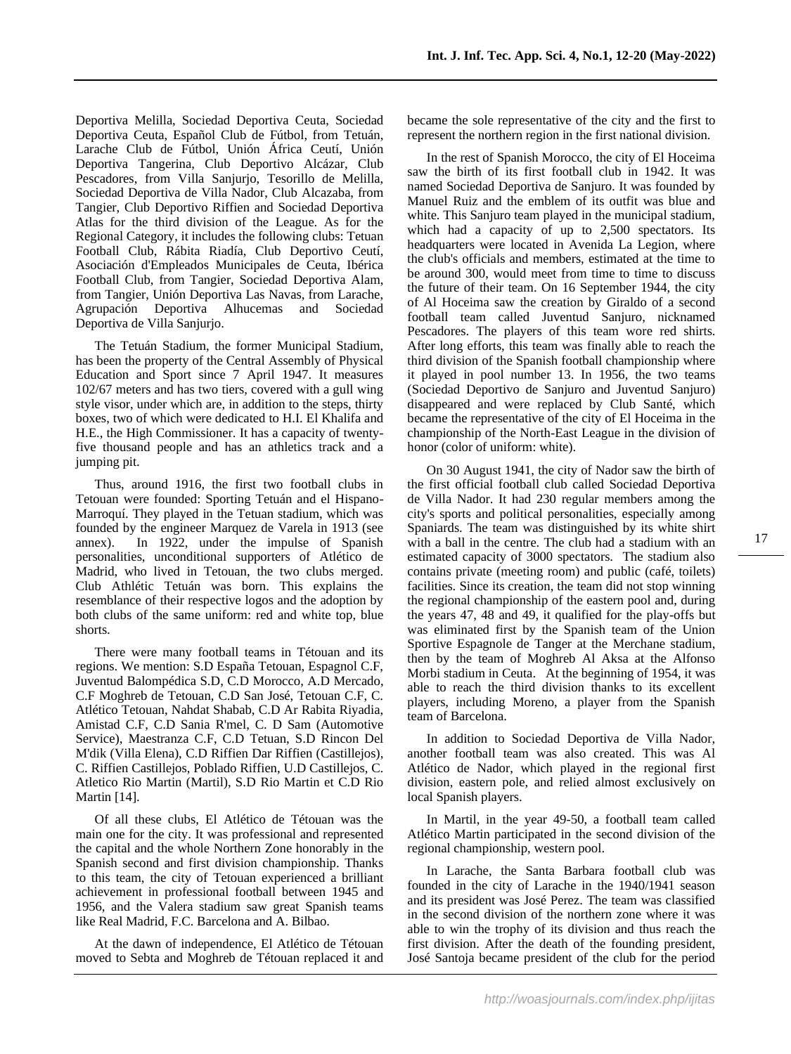Deportiva Melilla, Sociedad Deportiva Ceuta, Sociedad Deportiva Ceuta, Español Club de Fútbol, from Tetuán, Larache Club de Fútbol, Unión África Ceutí, Unión Deportiva Tangerina, Club Deportivo Alcázar, Club Pescadores, from Villa Sanjurjo, Tesorillo de Melilla, Sociedad Deportiva de Villa Nador, Club Alcazaba, from Tangier, Club Deportivo Riffien and Sociedad Deportiva Atlas for the third division of the League. As for the Regional Category, it includes the following clubs: Tetuan Football Club, Rábita Riadía, Club Deportivo Ceutí, Asociación d'Empleados Municipales de Ceuta, Ibérica Football Club, from Tangier, Sociedad Deportiva Alam, from Tangier, Unión Deportiva Las Navas, from Larache, Agrupación Deportiva Alhucemas and Sociedad Deportiva de Villa Sanjurjo.

The Tetuán Stadium, the former Municipal Stadium, has been the property of the Central Assembly of Physical Education and Sport since 7 April 1947. It measures 102/67 meters and has two tiers, covered with a gull wing style visor, under which are, in addition to the steps, thirty boxes, two of which were dedicated to H.I. El Khalifa and H.E., the High Commissioner. It has a capacity of twenty-five thousand people and has an athletics track and a jumping pit.

Thus, around 1916, the first two football clubs in Tetouan were founded: Sporting Tetuán and el Hispano-Marroquí. They played in the Tetuan stadium, which was founded by the engineer Marquez de Varela in 1913 (see annex). In 1922, under the impulse of Spanish personalities, unconditional supporters of Atlético de Madrid, who lived in Tetouan, the two clubs merged. Club Athlétic Tetuán was born. This explains the resemblance of their respective logos and the adoption by both clubs of the same uniform: red and white top, blue shorts.

There were many football teams in Tétouan and its regions. We mention: S.D España Tetouan, Espagnol C.F, Juventud Balompédica S.D, C.D Morocco, A.D Mercado, C.F Moghreb de Tetouan, C.D San José, Tetouan C.F, C. Atlético Tetouan, Nahdat Shabab, C.D Ar Rabita Riyadia, Amistad C.F, C.D Sania R'mel, C. D Sam (Automotive Service), Maestranza C.F, C.D Tetuan, S.D Rincon Del M'dik (Villa Elena), C.D Riffien Dar Riffien (Castillejos), C. Riffien Castillejos, Poblado Riffien, U.D Castillejos, C. Atletico Rio Martin (Martil), S.D Rio Martin et C.D Rio Martin [14].

Of all these clubs, El Atlético de Tétouan was the main one for the city. It was professional and represented the capital and the whole Northern Zone honorably in the Spanish second and first division championship. Thanks to this team, the city of Tetouan experienced a brilliant achievement in professional football between 1945 and 1956, and the Valera stadium saw great Spanish teams like Real Madrid, F.C. Barcelona and A. Bilbao.

At the dawn of independence, El Atlético de Tétouan moved to Sebta and Moghreb de Tétouan replaced it and became the sole representative of the city and the first to represent the northern region in the first national division.

In the rest of Spanish Morocco, the city of El Hoceima saw the birth of its first football club in 1942. It was named Sociedad Deportiva de Sanjuro. It was founded by Manuel Ruiz and the emblem of its outfit was blue and white. This Sanjuro team played in the municipal stadium, which had a capacity of up to 2,500 spectators. Its headquarters were located in Avenida La Legion, where the club's officials and members, estimated at the time to be around 300, would meet from time to time to discuss the future of their team. On 16 September 1944, the city of Al Hoceima saw the creation by Giraldo of a second football team called Juventud Sanjuro, nicknamed Pescadores. The players of this team wore red shirts. After long efforts, this team was finally able to reach the third division of the Spanish football championship where it played in pool number 13. In 1956, the two teams (Sociedad Deportivo de Sanjuro and Juventud Sanjuro) disappeared and were replaced by Club Santé, which became the representative of the city of El Hoceima in the championship of the North-East League in the division of honor (color of uniform: white).

On 30 August 1941, the city of Nador saw the birth of the first official football club called Sociedad Deportiva de Villa Nador. It had 230 regular members among the city's sports and political personalities, especially among Spaniards. The team was distinguished by its white shirt with a ball in the centre. The club had a stadium with an estimated capacity of 3000 spectators. The stadium also contains private (meeting room) and public (café, toilets) facilities. Since its creation, the team did not stop winning the regional championship of the eastern pool and, during the years 47, 48 and 49, it qualified for the play-offs but was eliminated first by the Spanish team of the Union Sportive Espagnole de Tanger at the Merchane stadium, then by the team of Moghreb Al Aksa at the Alfonso Morbi stadium in Ceuta. At the beginning of 1954, it was able to reach the third division thanks to its excellent players, including Moreno, a player from the Spanish team of Barcelona.

In addition to Sociedad Deportiva de Villa Nador, another football team was also created. This was Al Atlético de Nador, which played in the regional first division, eastern pole, and relied almost exclusively on local Spanish players.

In Martil, in the year 49-50, a football team called Atlético Martin participated in the second division of the regional championship, western pool.

In Larache, the Santa Barbara football club was founded in the city of Larache in the 1940/1941 season and its president was José Perez. The team was classified in the second division of the northern zone where it was able to win the trophy of its division and thus reach the first division. After the death of the founding president, José Santoja became president of the club for the period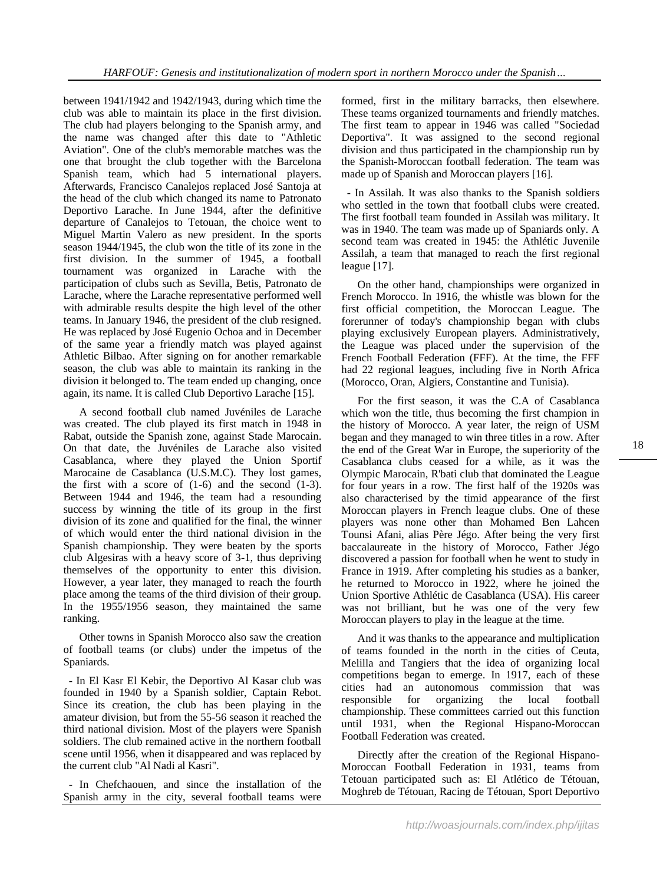between 1941/1942 and 1942/1943, during which time the club was able to maintain its place in the first division. The club had players belonging to the Spanish army, and the name was changed after this date to "Athletic Aviation". One of the club's memorable matches was the one that brought the club together with the Barcelona Spanish team, which had 5 international players. Afterwards, Francisco Canalejos replaced José Santoja at the head of the club which changed its name to Patronato Deportivo Larache. In June 1944, after the definitive departure of Canalejos to Tetouan, the choice went to Miguel Martin Valero as new president. In the sports season 1944/1945, the club won the title of its zone in the first division. In the summer of 1945, a football tournament was organized in Larache with the participation of clubs such as Sevilla, Betis, Patronato de Larache, where the Larache representative performed well with admirable results despite the high level of the other teams. In January 1946, the president of the club resigned. He was replaced by José Eugenio Ochoa and in December of the same year a friendly match was played against Athletic Bilbao. After signing on for another remarkable season, the club was able to maintain its ranking in the division it belonged to. The team ended up changing, once again, its name. It is called Club Deportivo Larache [15].

A second football club named Juvéniles de Larache was created. The club played its first match in 1948 in Rabat, outside the Spanish zone, against Stade Marocain. On that date, the Juvéniles de Larache also visited Casablanca, where they played the Union Sportif Marocaine de Casablanca (U.S.M.C). They lost games, the first with a score of (1-6) and the second (1-3). Between 1944 and 1946, the team had a resounding success by winning the title of its group in the first division of its zone and qualified for the final, the winner of which would enter the third national division in the Spanish championship. They were beaten by the sports club Algesiras with a heavy score of 3-1, thus depriving themselves of the opportunity to enter this division. However, a year later, they managed to reach the fourth place among the teams of the third division of their group. In the 1955/1956 season, they maintained the same ranking.

Other towns in Spanish Morocco also saw the creation of football teams (or clubs) under the impetus of the Spaniards.

- In El Kasr El Kebir, the Deportivo Al Kasar club was founded in 1940 by a Spanish soldier, Captain Rebot. Since its creation, the club has been playing in the amateur division, but from the 55-56 season it reached the third national division. Most of the players were Spanish soldiers. The club remained active in the northern football scene until 1956, when it disappeared and was replaced by the current club "Al Nadi al Kasri".

- In Chefchaouen, and since the installation of the Spanish army in the city, several football teams were formed, first in the military barracks, then elsewhere. These teams organized tournaments and friendly matches. The first team to appear in 1946 was called "Sociedad Deportiva". It was assigned to the second regional division and thus participated in the championship run by the Spanish-Moroccan football federation. The team was made up of Spanish and Moroccan players [16].

- In Assilah. It was also thanks to the Spanish soldiers who settled in the town that football clubs were created. The first football team founded in Assilah was military. It was in 1940. The team was made up of Spaniards only. A second team was created in 1945: the Athlétic Juvenile Assilah, a team that managed to reach the first regional league [17].

On the other hand, championships were organized in French Morocco. In 1916, the whistle was blown for the first official competition, the Moroccan League. The forerunner of today's championship began with clubs playing exclusively European players. Administratively, the League was placed under the supervision of the French Football Federation (FFF). At the time, the FFF had 22 regional leagues, including five in North Africa (Morocco, Oran, Algiers, Constantine and Tunisia).

For the first season, it was the C.A of Casablanca which won the title, thus becoming the first champion in the history of Morocco. A year later, the reign of USM began and they managed to win three titles in a row. After the end of the Great War in Europe, the superiority of the Casablanca clubs ceased for a while, as it was the Olympic Marocain, R'bati club that dominated the League for four years in a row. The first half of the 1920s was also characterised by the timid appearance of the first Moroccan players in French league clubs. One of these players was none other than Mohamed Ben Lahcen Tounsi Afani, alias Père Jégo. After being the very first baccalaureate in the history of Morocco, Father Jégo discovered a passion for football when he went to study in France in 1919. After completing his studies as a banker, he returned to Morocco in 1922, where he joined the Union Sportive Athlétic de Casablanca (USA). His career was not brilliant, but he was one of the very few Moroccan players to play in the league at the time.

And it was thanks to the appearance and multiplication of teams founded in the north in the cities of Ceuta, Melilla and Tangiers that the idea of organizing local competitions began to emerge. In 1917, each of these cities had an autonomous commission that was responsible for organizing the local football championship. These committees carried out this function until 1931, when the Regional Hispano-Moroccan Football Federation was created.

Directly after the creation of the Regional Hispano-Moroccan Football Federation in 1931, teams from Tetouan participated such as: El Atlético de Tétouan, Moghreb de Tétouan, Racing de Tétouan, Sport Deportivo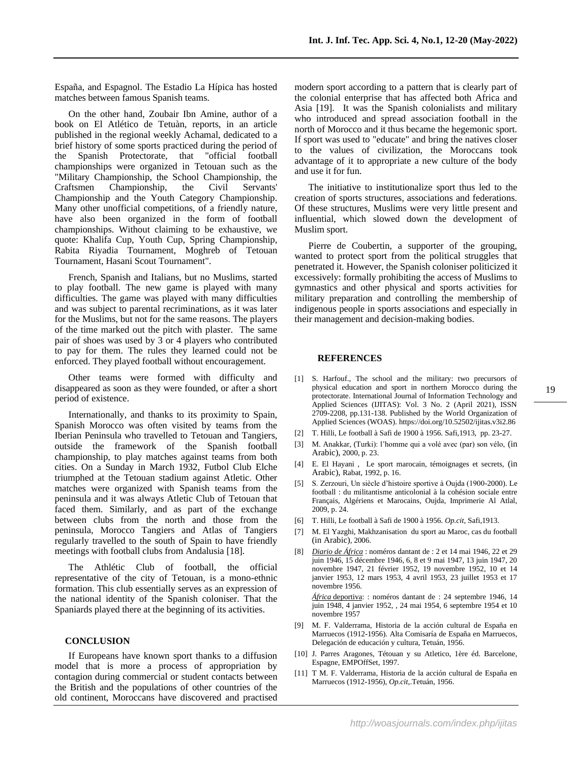España, and Espagnol. The Estadio La Hípica has hosted matches between famous Spanish teams.

On the other hand, Zoubair Ibn Amine, author of a book on El Atlético de Tetuàn, reports, in an article published in the regional weekly Achamal, dedicated to a brief history of some sports practiced during the period of the Spanish Protectorate, that "official football championships were organized in Tetouan such as the "Military Championship, the School Championship, the Craftsmen Championship, the Civil Servants' Championship and the Youth Category Championship. Many other unofficial competitions, of a friendly nature, have also been organized in the form of football championships. Without claiming to be exhaustive, we quote: Khalifa Cup, Youth Cup, Spring Championship, Rabita Riyadia Tournament, Moghreb of Tetouan Tournament, Hasani Scout Tournament".

French, Spanish and Italians, but no Muslims, started to play football. The new game is played with many difficulties. The game was played with many difficulties and was subject to parental recriminations, as it was later for the Muslims, but not for the same reasons. The players of the time marked out the pitch with plaster. The same pair of shoes was used by 3 or 4 players who contributed to pay for them. The rules they learned could not be enforced. They played football without encouragement.

Other teams were formed with difficulty and disappeared as soon as they were founded, or after a short period of existence.

Internationally, and thanks to its proximity to Spain, Spanish Morocco was often visited by teams from the Iberian Peninsula who travelled to Tetouan and Tangiers, outside the framework of the Spanish football championship, to play matches against teams from both cities. On a Sunday in March 1932, Futbol Club Elche triumphed at the Tetouan stadium against Atletic. Other matches were organized with Spanish teams from the peninsula and it was always Atletic Club of Tetouan that faced them. Similarly, and as part of the exchange between clubs from the north and those from the peninsula, Morocco Tangiers and Atlas of Tangiers regularly travelled to the south of Spain to have friendly meetings with football clubs from Andalusia [18].

The Athlétic Club of football, the official representative of the city of Tetouan, is a mono-ethnic formation. This club essentially serves as an expression of the national identity of the Spanish coloniser. That the Spaniards played there at the beginning of its activities.

## CONCLUSION

If Europeans have known sport thanks to a diffusion model that is more a process of appropriation by contagion during commercial or student contacts between the British and the populations of other countries of the old continent, Moroccans have discovered and practised modern sport according to a pattern that is clearly part of the colonial enterprise that has affected both Africa and Asia [19]. It was the Spanish colonialists and military who introduced and spread association football in the north of Morocco and it thus became the hegemonic sport. If sport was used to "educate" and bring the natives closer to the values of civilization, the Moroccans took advantage of it to appropriate a new culture of the body and use it for fun.

The initiative to institutionalize sport thus led to the creation of sports structures, associations and federations. Of these structures, Muslims were very little present and influential, which slowed down the development of Muslim sport.

Pierre de Coubertin, a supporter of the grouping, wanted to protect sport from the political struggles that penetrated it. However, the Spanish coloniser politicized it excessively: formally prohibiting the access of Muslims to gymnastics and other physical and sports activities for military preparation and controlling the membership of indigenous people in sports associations and especially in their management and decision-making bodies.

## REFERENCES

[1] S. Harfouf., The school and the military: two precursors of physical education and sport in northern Morocco during the protectorate. International Journal of Information Technology and Applied Sciences (IJITAS): Vol. 3 No. 2 (April 2021), ISSN 2709-2208, pp.131-138. Published by the World Organization of Applied Sciences (WOAS). https://doi.org/10.52502/ijitas.v3i2.86

[2] T. Hilli, Le football à Safi de 1900 à 1956. Safi,1913, pp. 23-27.

[3] M. Anakkar, (Turki): l'homme qui a volé avec (par) son vélo, (in Arabic), 2000, p. 23.

[4] E. El Hayani , Le sport marocain, témoignages et secrets, (in Arabic), Rabat, 1992, p. 16.

[5] S. Zerzouri, Un siècle d'histoire sportive à Oujda (1900-2000). Le football : du militantisme anticolonial à la cohésion sociale entre Français, Algériens et Marocains, Oujda, Imprimerie Al Atlal, 2009, p. 24.

[6] T. Hilli, Le football à Safi de 1900 à 1956. *Op.cit*, Safi,1913.

[7] M. El Yazghi, Makhzanisation du sport au Maroc, cas du football (in Arabic), 2006.

[8] *Diario de África* : noméros dantant de : 2 et 14 mai 1946, 22 et 29 juin 1946, 15 décembre 1946, 6, 8 et 9 mai 1947, 13 juin 1947, 20 novembre 1947, 21 février 1952, 19 novembre 1952, 10 et 14 janvier 1953, 12 mars 1953, 4 avril 1953, 23 juillet 1953 et 17 novembre 1956.

*África* deportiva: : noméros dantant de : 24 septembre 1946, 14 juin 1948, 4 janvier 1952, , 24 mai 1954, 6 septembre 1954 et 10 novembre 1957

[9] M. F. Valderrama, Historia de la acción cultural de España en Marruecos (1912-1956). Alta Comisaría de España en Marruecos, Delegación de educación y cultura, Tetuán, 1956.

[10] J. Parres Aragones, Tétouan y su Atletico, 1ère éd. Barcelone, Espagne, EMPOffSet, 1997.

[11] T M. F. Valderrama, Historia de la acción cultural de España en Marruecos (1912-1956), *Op.cit*,.Tetuán, 1956.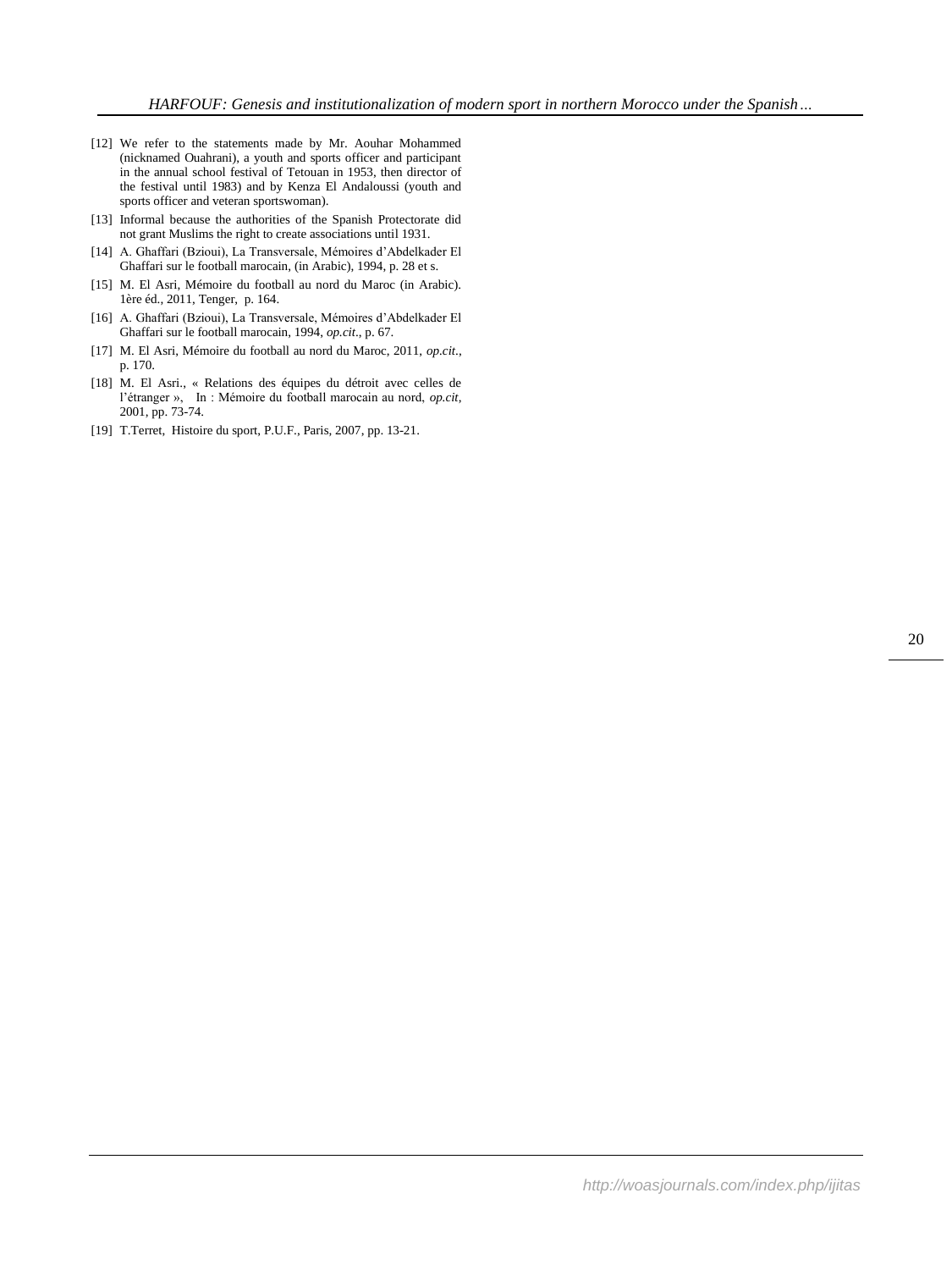[12] We refer to the statements made by Mr. Aouhar Mohammed (nicknamed Ouahrani), a youth and sports officer and participant in the annual school festival of Tetouan in 1953, then director of the festival until 1983) and by Kenza El Andaloussi (youth and sports officer and veteran sportswoman).

[13] Informal because the authorities of the Spanish Protectorate did not grant Muslims the right to create associations until 1931.

[14] A. Ghaffari (Bzioui), La Transversale, Mémoires d'Abdelkader El Ghaffari sur le football marocain, (in Arabic), 1994, p. 28 et s.

[15] M. El Asri, Mémoire du football au nord du Maroc (in Arabic). 1ère éd., 2011, Tenger, p. 164.

[16] A. Ghaffari (Bzioui), La Transversale, Mémoires d'Abdelkader El Ghaffari sur le football marocain, 1994, *op.cit*., p. 67.

[17] M. El Asri, Mémoire du football au nord du Maroc, 2011, *op.cit*., p. 170.

[18] M. El Asri., « Relations des équipes du détroit avec celles de l'étranger », In : Mémoire du football marocain au nord, *op.cit*, 2001, pp. 73-74.

[19] T.Terret, Histoire du sport, P.U.F., Paris, 2007, pp. 13-21.